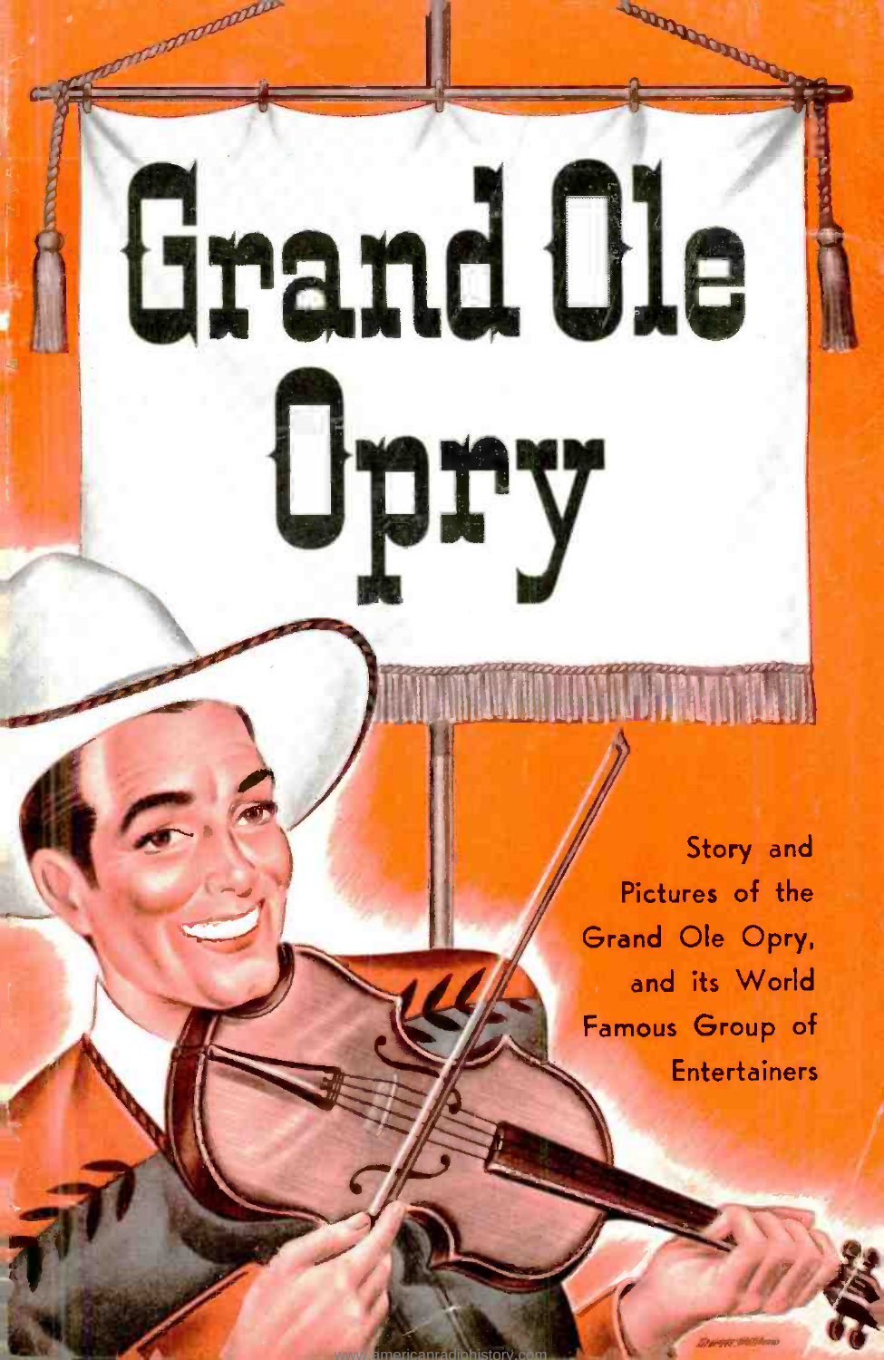# Grand Ole Opry

Story and Pictures of the Grand Ole Opry, and its World Famous Group of Entertainers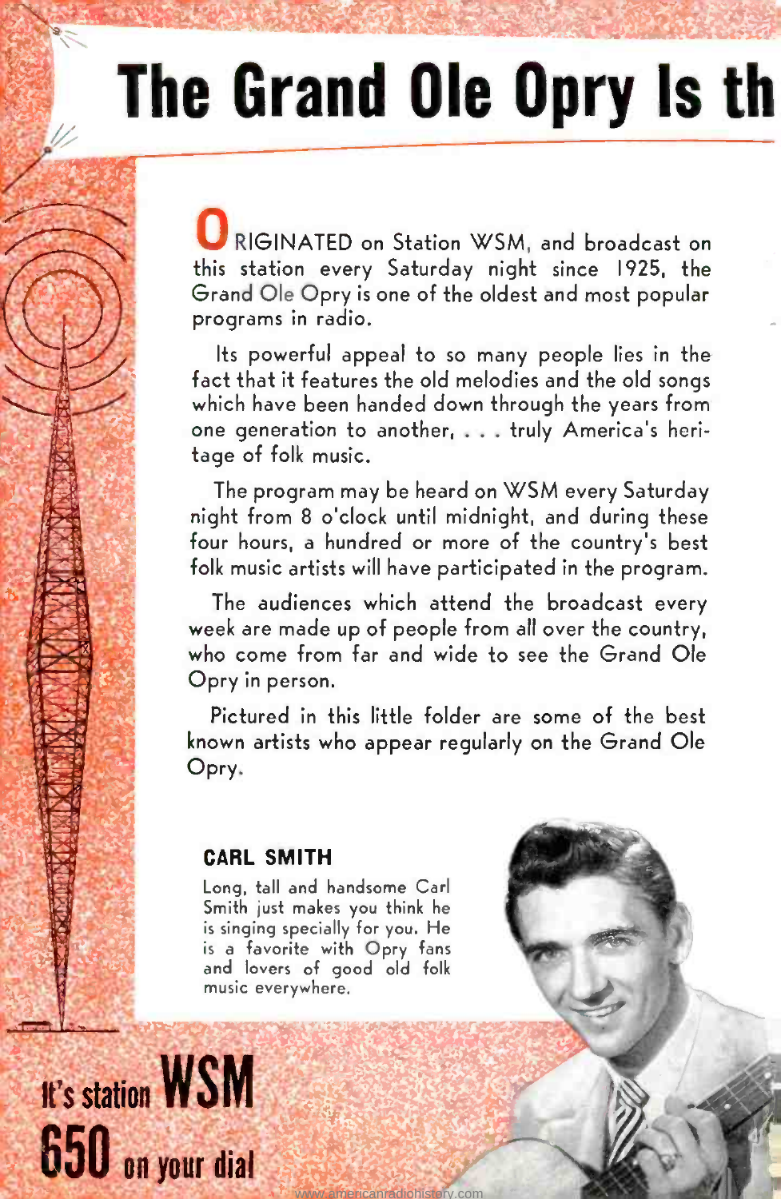# The Grand Ole Opry Is th

ORIGINATED on Station WSM, and broadcast on this station every Saturday night since 1925, the Grand Ole Opry is one of the oldest and most popular programs in radio.

Its powerful appeal to so many people lies in the fact that it features the old melodies and the old songs which have been handed down through the years from one generation to another, . . . truly America's heritage of folk music.

The program may be heard on WSM every Saturday night from 8 o'clock until midnight, and during these four hours, a hundred or more of the country's best folk music artists will have participated in the program.

The audiences which attend the broadcast every week are made up of people from all over the country, who come from far and wide to see the Grand Ole Opry in person.

Pictured in this little folder are some of the best known artists who appear regularly on the Grand Ole Opry.

### CARL SMITH

Long, tall and handsome Carl Smith just makes you think he is singing specially for you. He is a favorite with Opry fans and lovers of good old folk music everywhere.

**It's station WSM 650 on your dial**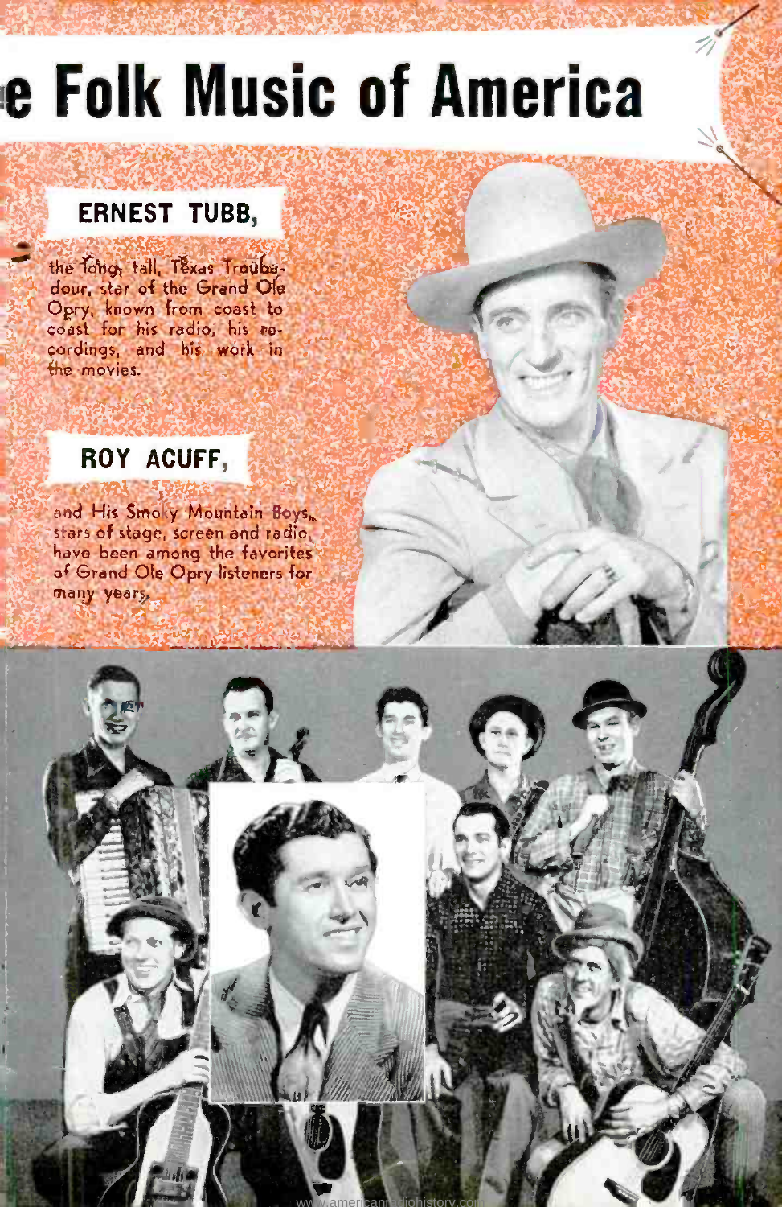# e Folk Music of America

## ERNEST TUBB,

the long, tall, Texas Troubadour, star of the Grand Ole Opry, known from coast to coast for his radio, his recordings, and his work in the movies.

## ROY ACUFF,

and His Smoky Mountain Boys, stars of stage, screen and radio, have been among the favorites of Grand Ole Opry listeners for many years.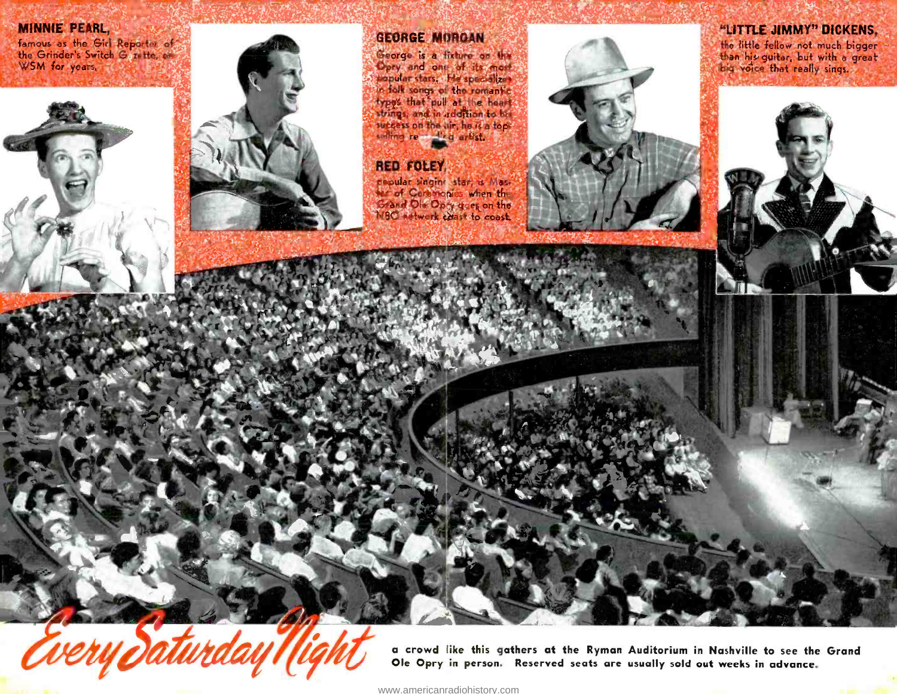**MINNIE PEARL,** famous as the Girl Reporter of the Grinder's Switch Gazette, on WSM for years.

**GEORGE MORGAN**

George is a fixture on the Opry and one of its most popular stars. He specializes in folk songs of the romantic types that pull at the heart strings, and in addition to his success on the air, he is a top-selling recording artist.

**RED FOLEY,**

popular singing star, is Master of Ceremonies when the Grand Ole Opry goes on the NBC network coast to coast.

**"LITTLE JIMMY" DICKENS,**

the little fellow not much bigger than his guitar, but with a great big voice that really sings.

*Every Saturday Night* a crowd like this gathers at the Ryman Auditorium in Nashville to see the Grand Ole Opry in person. Reserved seats are usually sold out weeks in advance.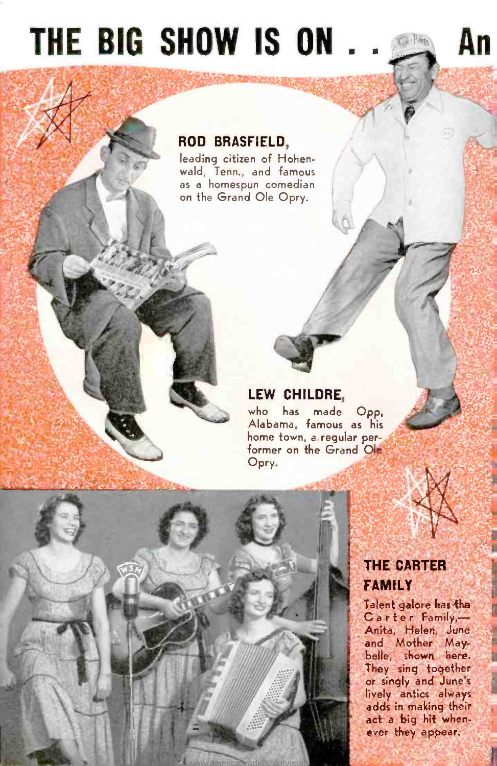# THE BIG SHOW IS ON . . . An

**ROD BRASFIELD,**
leading citizen of Hohenwald, Tenn., and famous as a homespun comedian on the Grand Ole Opry.

**LEW CHILDRE,**
who has made Opp, Alabama, famous as his home town, a regular performer on the Grand Ole Opry.

**THE CARTER FAMILY**

Talent galore has the Carter Family,—Anita, Helen, June and Mother Maybelle, shown here. They sing together or singly and June's lively antics always adds in making their act a big hit whenever they appear.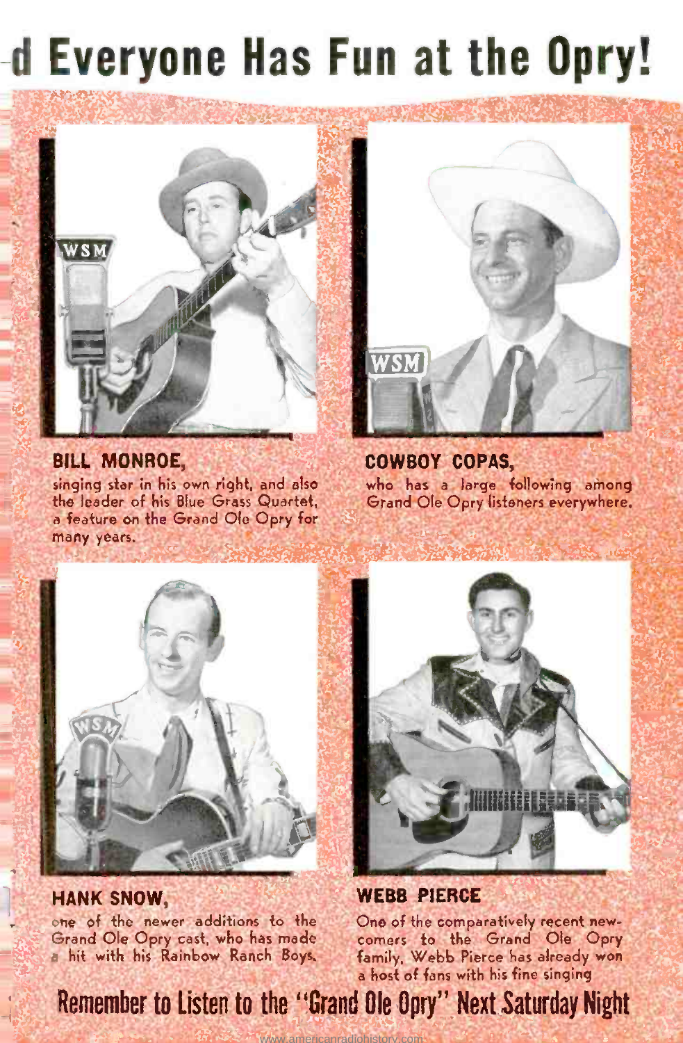# -d Everyone Has Fun at the Opry!

**BILL MONROE,**
singing star in his own right, and also the leader of his Blue Grass Quartet, a feature on the Grand Ole Opry for many years.

**COWBOY COPAS,**
who has a large following among Grand Ole Opry listeners everywhere.

**HANK SNOW,**
one of the newer additions to the Grand Ole Opry cast, who has made a hit with his Rainbow Ranch Boys.

**WEBB PIERCE**
One of the comparatively recent newcomers to the Grand Ole Opry family, Webb Pierce has already won a host of fans with his fine singing

## Remember to Listen to the "Grand Ole Opry" Next Saturday Night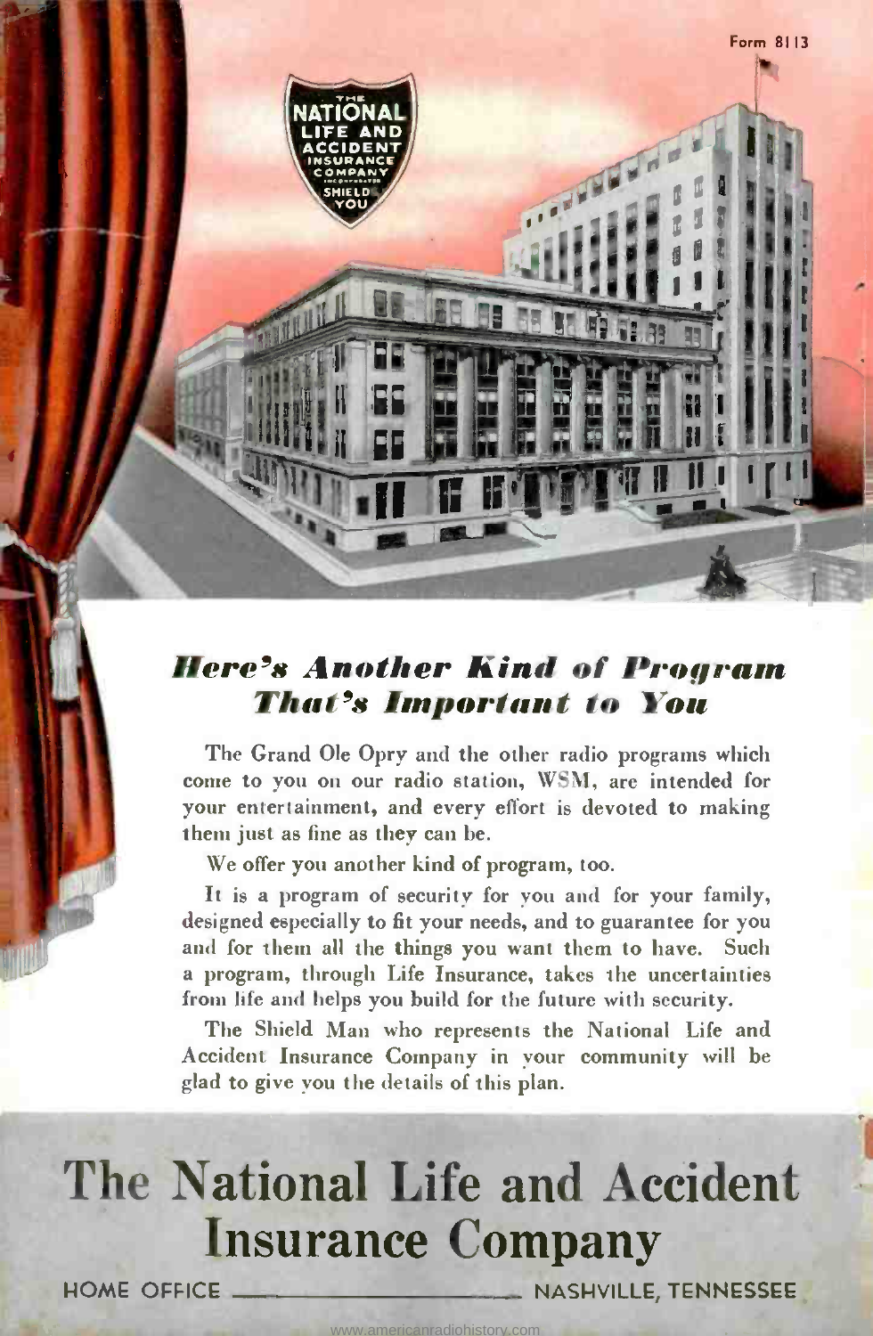Form 8113

THE NATIONAL LIFE AND ACCIDENT INSURANCE COMPANY INCORPORATED SHIELD YOU

## *Here's Another Kind of Program That's Important to You*

The Grand Ole Opry and the other radio programs which come to you on our radio station, WSM, are intended for your entertainment, and every effort is devoted to making them just as fine as they can be.

We offer you another kind of program, too.

It is a program of security for you and for your family, designed especially to fit your needs, and to guarantee for you and for them all the things you want them to have. Such a program, through Life Insurance, takes the uncertainties from life and helps you build for the future with security.

The Shield Man who represents the National Life and Accident Insurance Company in your community will be glad to give you the details of this plan.

# The National Life and Accident Insurance Company

HOME OFFICE — NASHVILLE, TENNESSEE